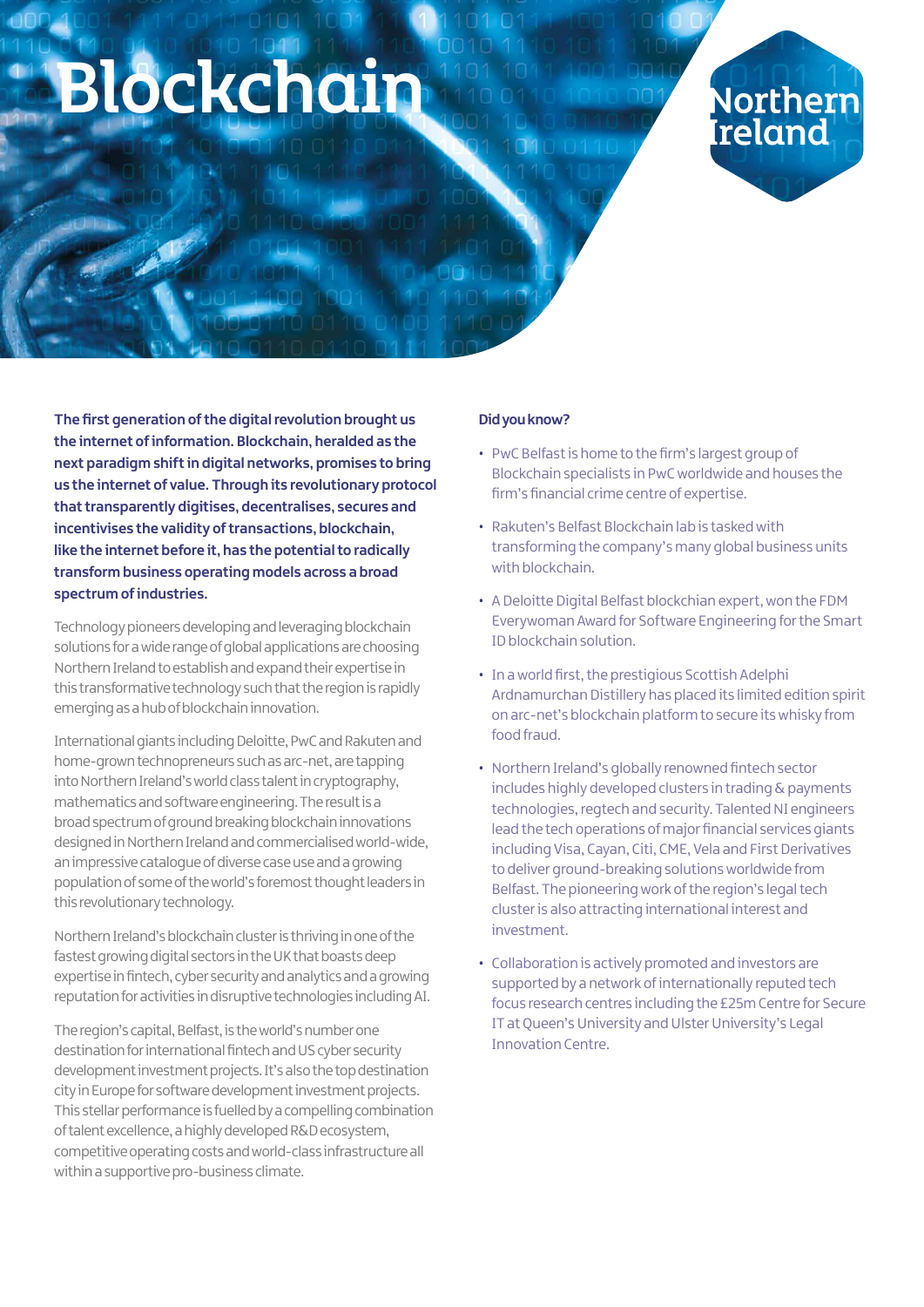# Blockchain

Northern Ireland

**The first generation of the digital revolution brought us the internet of information. Blockchain, heralded as the next paradigm shift in digital networks, promises to bring us the internet of value. Through its revolutionary protocol that transparently digitises, decentralises, secures and incentivises the validity of transactions, blockchain, like the internet before it, has the potential to radically transform business operating models across a broad spectrum of industries.**

Technology pioneers developing and leveraging blockchain solutions for a wide range of global applications are choosing Northern Ireland to establish and expand their expertise in this transformative technology such that the region is rapidly emerging as a hub of blockchain innovation.

International giants including Deloitte, PwC and Rakuten and home-grown technopreneurs such as arc-net, are tapping into Northern Ireland's world class talent in cryptography, mathematics and software engineering. The result is a broad spectrum of ground breaking blockchain innovations designed in Northern Ireland and commercialised world-wide, an impressive catalogue of diverse case use and a growing population of some of the world's foremost thought leaders in this revolutionary technology.

Northern Ireland's blockchain cluster is thriving in one of the fastest growing digital sectors in the UK that boasts deep expertise in fintech, cyber security and analytics and a growing reputation for activities in disruptive technologies including AI.

The region's capital, Belfast, is the world's number one destination for international fintech and US cyber security development investment projects. It's also the top destination city in Europe for software development investment projects. This stellar performance is fuelled by a compelling combination of talent excellence, a highly developed R&D ecosystem, competitive operating costs and world-class infrastructure all within a supportive pro-business climate.

**Did you know?**

- PwC Belfast is home to the firm's largest group of Blockchain specialists in PwC worldwide and houses the firm's financial crime centre of expertise.
- Rakuten's Belfast Blockchain lab is tasked with transforming the company's many global business units with blockchain.
- A Deloitte Digital Belfast blockchian expert, won the FDM Everywoman Award for Software Engineering for the Smart ID blockchain solution.
- In a world first, the prestigious Scottish Adelphi Ardnamurchan Distillery has placed its limited edition spirit on arc-net's blockchain platform to secure its whisky from food fraud.
- Northern Ireland's globally renowned fintech sector includes highly developed clusters in trading & payments technologies, regtech and security. Talented NI engineers lead the tech operations of major financial services giants including Visa, Cayan, Citi, CME, Vela and First Derivatives to deliver ground-breaking solutions worldwide from Belfast. The pioneering work of the region's legal tech cluster is also attracting international interest and investment.
- Collaboration is actively promoted and investors are supported by a network of internationally reputed tech focus research centres including the £25m Centre for Secure IT at Queen's University and Ulster University's Legal Innovation Centre.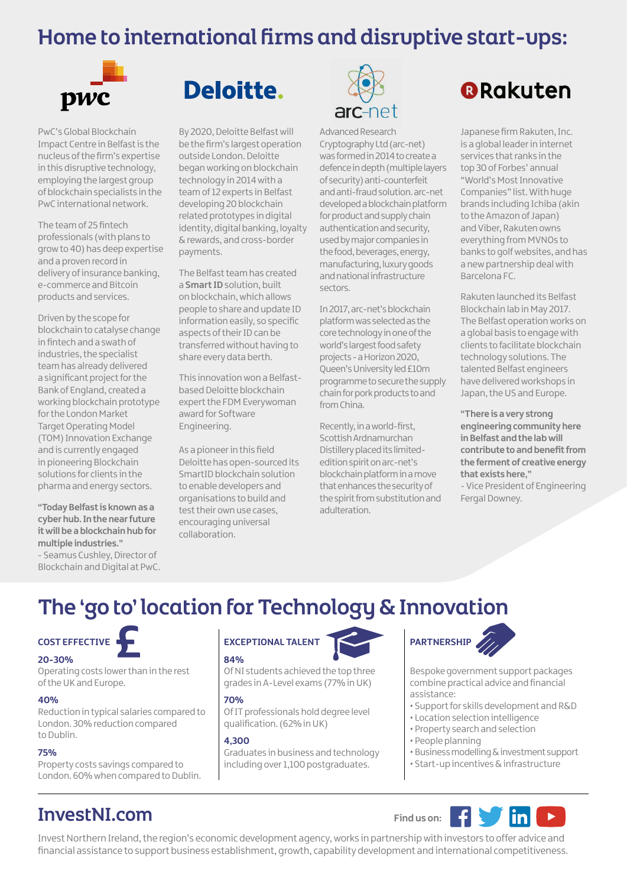# Home to international firms and disruptive start-ups:

## pwc

PwC's Global Blockchain Impact Centre in Belfast is the nucleus of the firm's expertise in this disruptive technology, employing the largest group of blockchain specialists in the PwC international network.

The team of 25 fintech professionals (with plans to grow to 40) has deep expertise and a proven record in delivery of insurance banking, e-commerce and Bitcoin products and services.

Driven by the scope for blockchain to catalyse change in fintech and a swath of industries, the specialist team has already delivered a significant project for the Bank of England, created a working blockchain prototype for the London Market Target Operating Model (TOM) Innovation Exchange and is currently engaged in pioneering Blockchain solutions for clients in the pharma and energy sectors.

**"Today Belfast is known as a cyber hub. In the near future it will be a blockchain hub for multiple industries."**
- Seamus Cushley, Director of Blockchain and Digital at PwC.

## Deloitte.

By 2020, Deloitte Belfast will be the firm's largest operation outside London. Deloitte began working on blockchain technology in 2014 with a team of 12 experts in Belfast developing 20 blockchain related prototypes in digital identity, digital banking, loyalty & rewards, and cross-border payments.

The Belfast team has created a **Smart ID** solution, built on blockchain, which allows people to share and update ID information easily, so specific aspects of their ID can be transferred without having to share every data berth.

This innovation won a Belfast-based Deloitte blockchain expert the FDM Everywoman award for Software Engineering.

As a pioneer in this field Deloitte has open-sourced its SmartID blockchain solution to enable developers and organisations to build and test their own use cases, encouraging universal collaboration.

## arc-net

Advanced Research Cryptography Ltd (arc-net) was formed in 2014 to create a defence in depth (multiple layers of security) anti-counterfeit and anti-fraud solution. arc-net developed a blockchain platform for product and supply chain authentication and security, used by major companies in the food, beverages, energy, manufacturing, luxury goods and national infrastructure sectors.

In 2017, arc-net's blockchain platform was selected as the core technology in one of the world's largest food safety projects - a Horizon 2020, Queen's University led £10m programme to secure the supply chain for pork products to and from China.

Recently, in a world-first, Scottish Ardnamurchan Distillery placed its limited-edition spirit on arc-net's blockchain platform in a move that enhances the security of the spirit from substitution and adulteration.

## Rakuten

Japanese firm Rakuten, Inc. is a global leader in internet services that ranks in the top 30 of Forbes' annual "World's Most Innovative Companies" list. With huge brands including Ichiba (akin to the Amazon of Japan) and Viber, Rakuten owns everything from MVNOs to banks to golf websites, and has a new partnership deal with Barcelona FC.

Rakuten launched its Belfast Blockchain lab in May 2017. The Belfast operation works on a global basis to engage with clients to facilitate blockchain technology solutions. The talented Belfast engineers have delivered workshops in Japan, the US and Europe.

**"There is a very strong engineering community here in Belfast and the lab will contribute to and benefit from the ferment of creative energy that exists here,"**
- Vice President of Engineering Fergal Downey.

# The 'go to' location for Technology & Innovation

### COST EFFECTIVE

**20-30%**
Operating costs lower than in the rest of the UK and Europe.

**40%**
Reduction in typical salaries compared to London. 30% reduction compared to Dublin.

**75%**
Property costs savings compared to London. 60% when compared to Dublin.

### EXCEPTIONAL TALENT

**84%**
Of NI students achieved the top three grades in A-Level exams (77% in UK)

**70%**
Of IT professionals hold degree level qualification. (62% in UK)

**4,300**
Graduates in business and technology including over 1,100 postgraduates.

### PARTNERSHIP

Bespoke government support packages combine practical advice and financial assistance:

- Support for skills development and R&D
- Location selection intelligence
- Property search and selection
- People planning
- Business modelling & investment support
- Start-up incentives & infrastructure

## InvestNI.com

Find us on:

Invest Northern Ireland, the region's economic development agency, works in partnership with investors to offer advice and financial assistance to support business establishment, growth, capability development and international competitiveness.